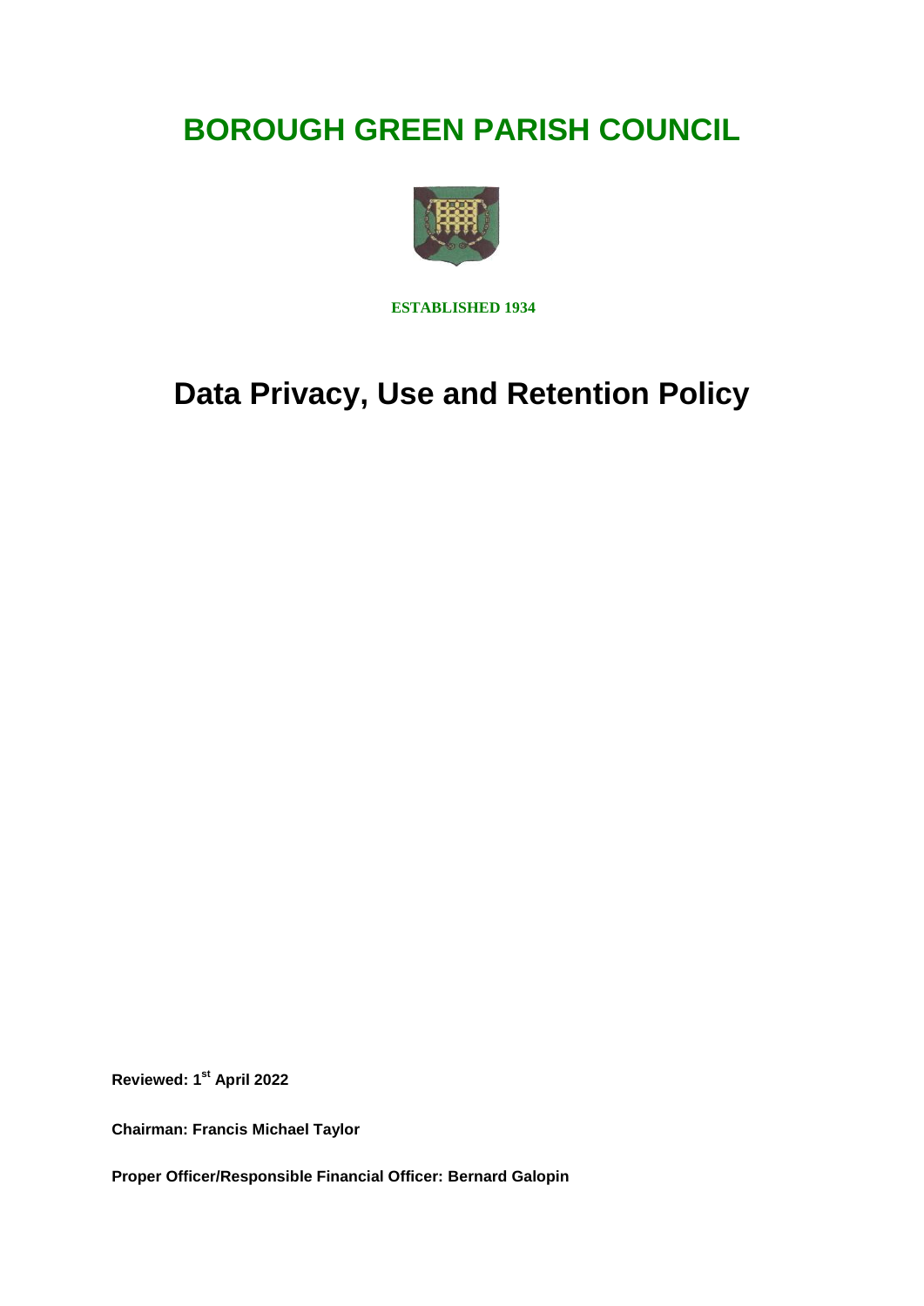# BOROUGH GREEN PARISH COUNCIL

**ESTABLISHED 1934**

# Data Privacy, Use and Retention Policy

**Reviewed: 1st April 2022**

**Chairman: Francis Michael Taylor**

**Proper Officer/Responsible Financial Officer: Bernard Galopin**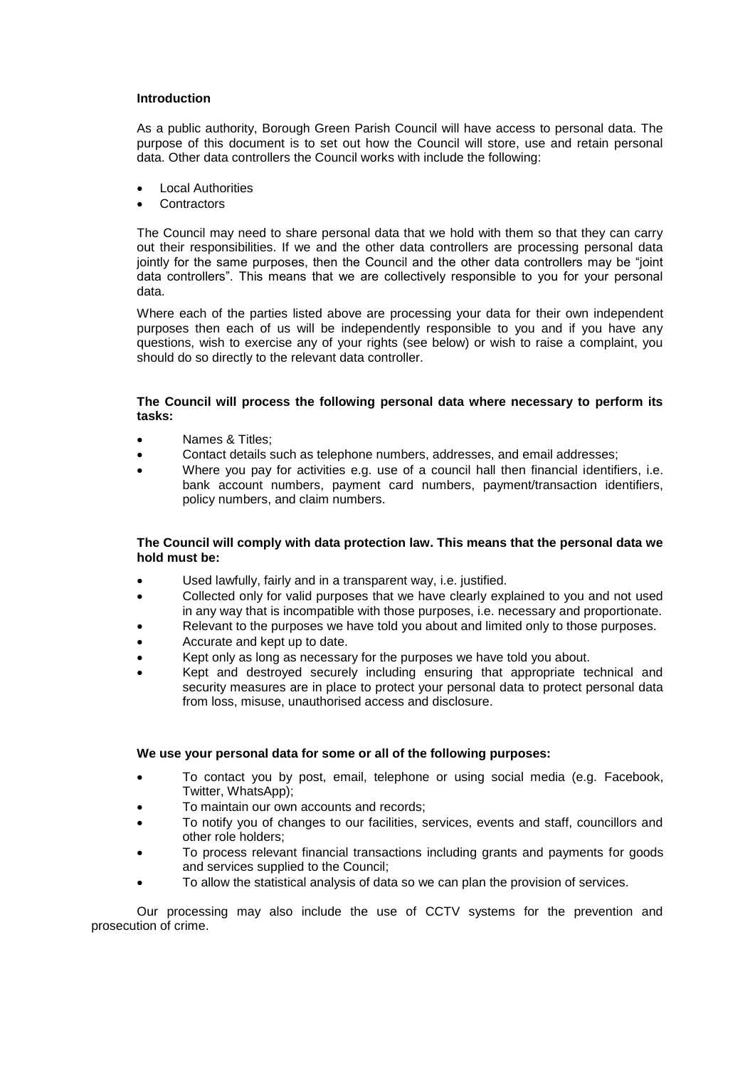## Introduction

As a public authority, Borough Green Parish Council will have access to personal data. The purpose of this document is to set out how the Council will store, use and retain personal data. Other data controllers the Council works with include the following:

- Local Authorities
- Contractors

The Council may need to share personal data that we hold with them so that they can carry out their responsibilities. If we and the other data controllers are processing personal data jointly for the same purposes, then the Council and the other data controllers may be "joint data controllers". This means that we are collectively responsible to you for your personal data.

Where each of the parties listed above are processing your data for their own independent purposes then each of us will be independently responsible to you and if you have any questions, wish to exercise any of your rights (see below) or wish to raise a complaint, you should do so directly to the relevant data controller.

**The Council will process the following personal data where necessary to perform its tasks:**

- Names & Titles;
- Contact details such as telephone numbers, addresses, and email addresses;
- Where you pay for activities e.g. use of a council hall then financial identifiers, i.e. bank account numbers, payment card numbers, payment/transaction identifiers, policy numbers, and claim numbers.

**The Council will comply with data protection law. This means that the personal data we hold must be:**

- Used lawfully, fairly and in a transparent way, i.e. justified.
- Collected only for valid purposes that we have clearly explained to you and not used in any way that is incompatible with those purposes, i.e. necessary and proportionate.
- Relevant to the purposes we have told you about and limited only to those purposes.
- Accurate and kept up to date.
- Kept only as long as necessary for the purposes we have told you about.
- Kept and destroyed securely including ensuring that appropriate technical and security measures are in place to protect your personal data to protect personal data from loss, misuse, unauthorised access and disclosure.

**We use your personal data for some or all of the following purposes:**

- To contact you by post, email, telephone or using social media (e.g. Facebook, Twitter, WhatsApp);
- To maintain our own accounts and records;
- To notify you of changes to our facilities, services, events and staff, councillors and other role holders;
- To process relevant financial transactions including grants and payments for goods and services supplied to the Council;
- To allow the statistical analysis of data so we can plan the provision of services.

Our processing may also include the use of CCTV systems for the prevention and prosecution of crime.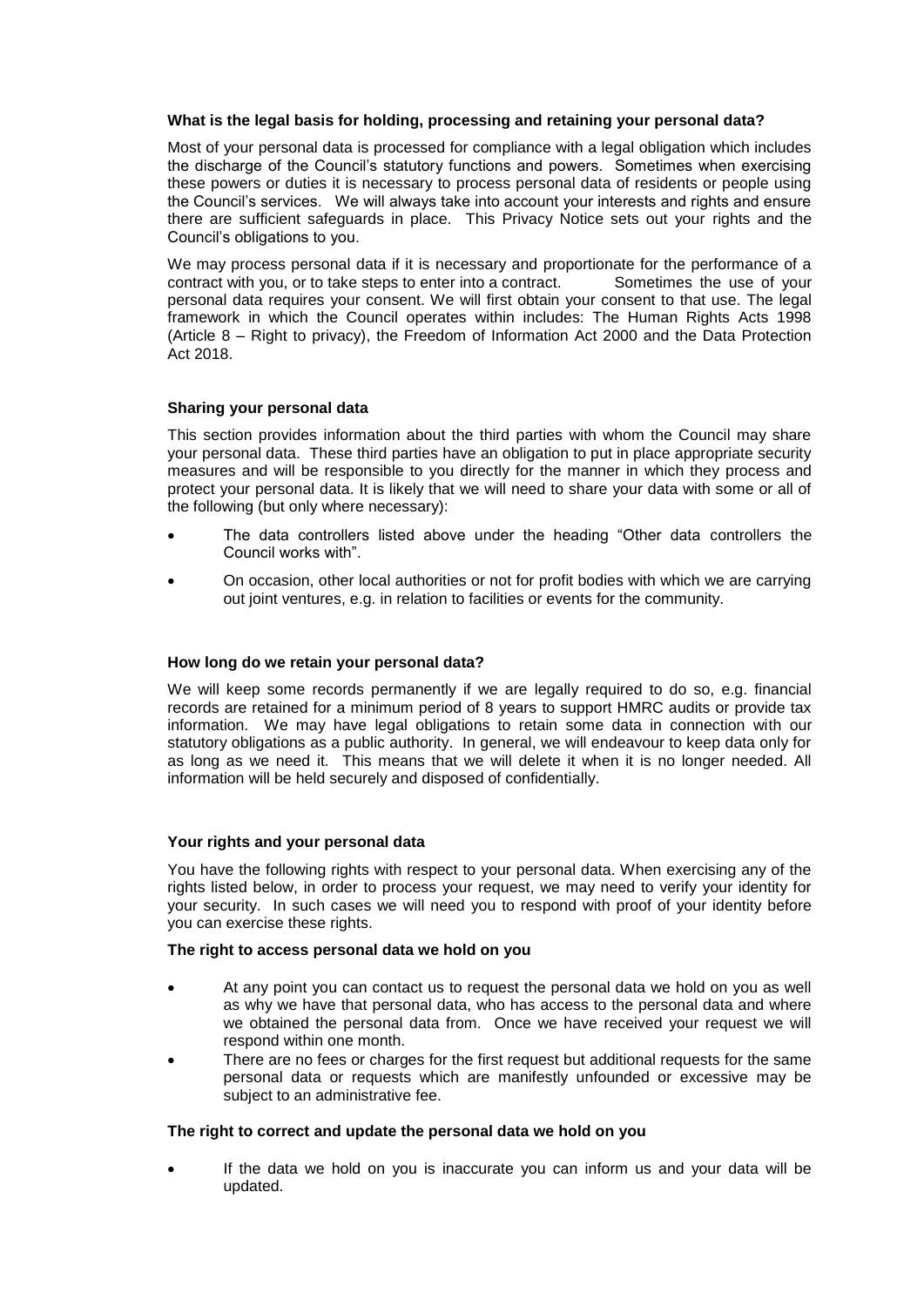**What is the legal basis for holding, processing and retaining your personal data?**

Most of your personal data is processed for compliance with a legal obligation which includes the discharge of the Council's statutory functions and powers. Sometimes when exercising these powers or duties it is necessary to process personal data of residents or people using the Council's services. We will always take into account your interests and rights and ensure there are sufficient safeguards in place. This Privacy Notice sets out your rights and the Council's obligations to you.

We may process personal data if it is necessary and proportionate for the performance of a contract with you, or to take steps to enter into a contract. Sometimes the use of your personal data requires your consent. We will first obtain your consent to that use. The legal framework in which the Council operates within includes: The Human Rights Acts 1998 (Article 8 – Right to privacy), the Freedom of Information Act 2000 and the Data Protection Act 2018.

**Sharing your personal data**

This section provides information about the third parties with whom the Council may share your personal data. These third parties have an obligation to put in place appropriate security measures and will be responsible to you directly for the manner in which they process and protect your personal data. It is likely that we will need to share your data with some or all of the following (but only where necessary):

- The data controllers listed above under the heading "Other data controllers the Council works with".
- On occasion, other local authorities or not for profit bodies with which we are carrying out joint ventures, e.g. in relation to facilities or events for the community.

**How long do we retain your personal data?**

We will keep some records permanently if we are legally required to do so, e.g. financial records are retained for a minimum period of 8 years to support HMRC audits or provide tax information. We may have legal obligations to retain some data in connection with our statutory obligations as a public authority. In general, we will endeavour to keep data only for as long as we need it. This means that we will delete it when it is no longer needed. All information will be held securely and disposed of confidentially.

**Your rights and your personal data**

You have the following rights with respect to your personal data. When exercising any of the rights listed below, in order to process your request, we may need to verify your identity for your security. In such cases we will need you to respond with proof of your identity before you can exercise these rights.

**The right to access personal data we hold on you**

- At any point you can contact us to request the personal data we hold on you as well as why we have that personal data, who has access to the personal data and where we obtained the personal data from. Once we have received your request we will respond within one month.
- There are no fees or charges for the first request but additional requests for the same personal data or requests which are manifestly unfounded or excessive may be subject to an administrative fee.

**The right to correct and update the personal data we hold on you**

- If the data we hold on you is inaccurate you can inform us and your data will be updated.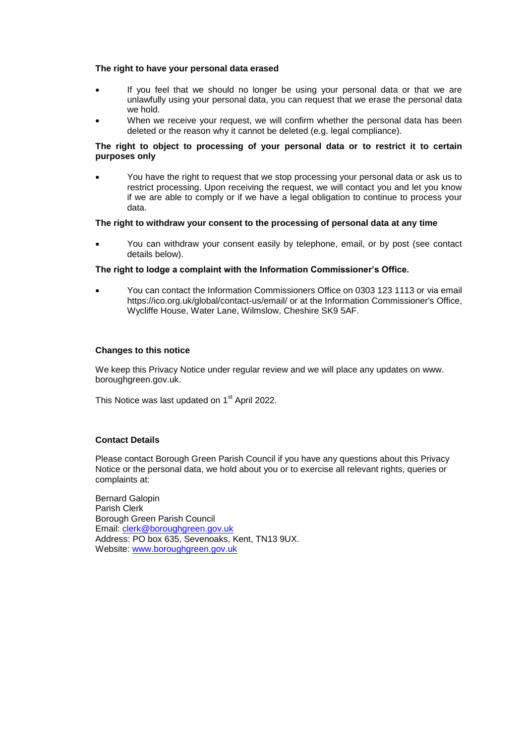**The right to have your personal data erased**

- If you feel that we should no longer be using your personal data or that we are unlawfully using your personal data, you can request that we erase the personal data we hold.
- When we receive your request, we will confirm whether the personal data has been deleted or the reason why it cannot be deleted (e.g. legal compliance).

**The right to object to processing of your personal data or to restrict it to certain purposes only**

- You have the right to request that we stop processing your personal data or ask us to restrict processing. Upon receiving the request, we will contact you and let you know if we are able to comply or if we have a legal obligation to continue to process your data.

**The right to withdraw your consent to the processing of personal data at any time**

- You can withdraw your consent easily by telephone, email, or by post (see contact details below).

**The right to lodge a complaint with the Information Commissioner's Office.**

- You can contact the Information Commissioners Office on 0303 123 1113 or via email https://ico.org.uk/global/contact-us/email/ or at the Information Commissioner's Office, Wycliffe House, Water Lane, Wilmslow, Cheshire SK9 5AF.

**Changes to this notice**

We keep this Privacy Notice under regular review and we will place any updates on www. boroughgreen.gov.uk.

This Notice was last updated on 1st April 2022.

**Contact Details**

Please contact Borough Green Parish Council if you have any questions about this Privacy Notice or the personal data, we hold about you or to exercise all relevant rights, queries or complaints at:

Bernard Galopin
Parish Clerk
Borough Green Parish Council
Email: clerk@boroughgreen.gov.uk
Address: PO box 635, Sevenoaks, Kent, TN13 9UX.
Website: www.boroughgreen.gov.uk